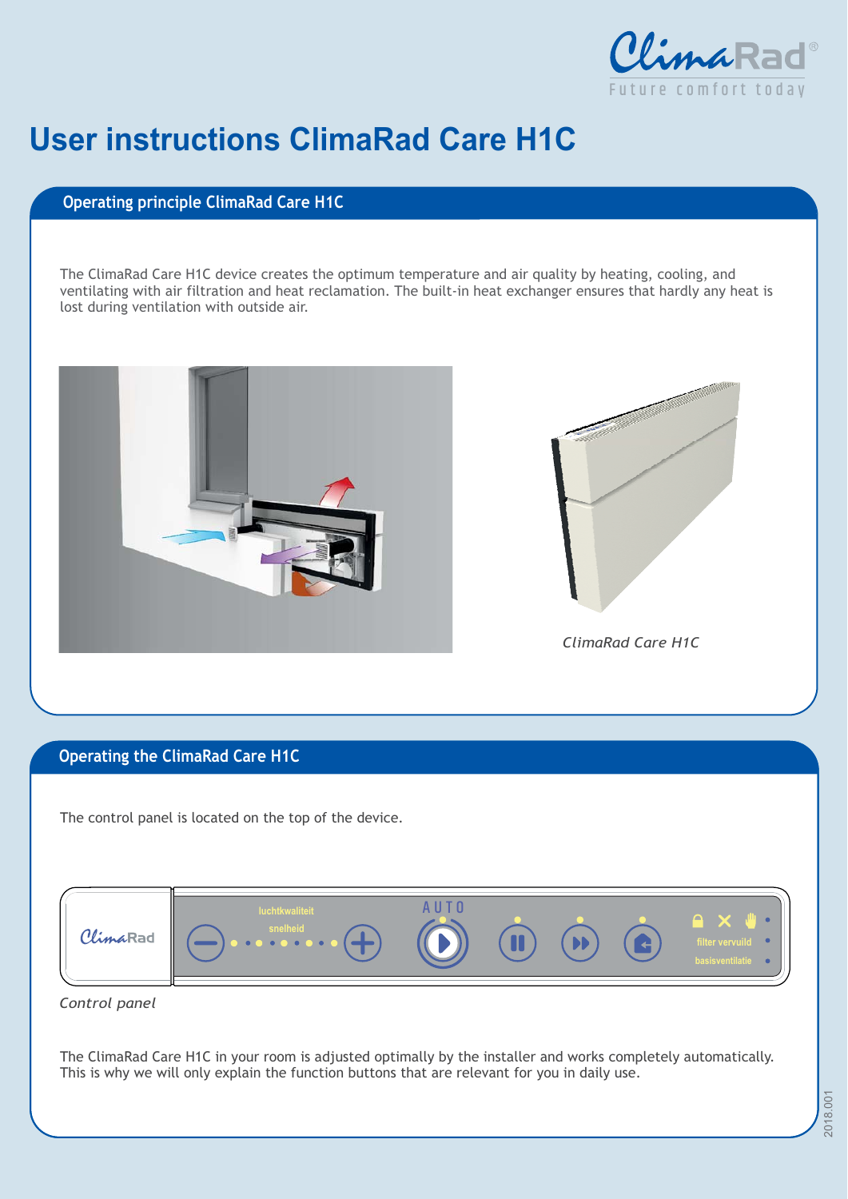# User instructions ClimaRad Care H1C

## Operating principle ClimaRad Care H1C

The ClimaRad Care H1C device creates the optimum temperature and air quality by heating, cooling, and ventilating with air filtration and heat reclamation. The built-in heat exchanger ensures that hardly any heat is lost during ventilation with outside air.

*ClimaRad Care H1C*

## Operating the ClimaRad Care H1C

The control panel is located on the top of the device.

*Control panel*

The ClimaRad Care H1C in your room is adjusted optimally by the installer and works completely automatically. This is why we will only explain the function buttons that are relevant for you in daily use.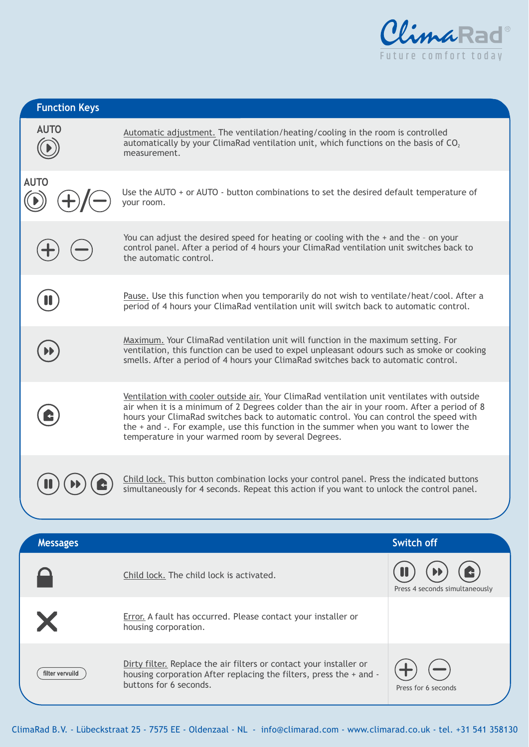ClimaRad®
Future comfort today

## Function Keys

| Key | Description |
|---|---|
| AUTO | Automatic adjustment. The ventilation/heating/cooling in the room is controlled automatically by your ClimaRad ventilation unit, which functions on the basis of $CO_2$ measurement. |
| AUTO +/− | Use the AUTO + or AUTO - button combinations to set the desired default temperature of your room. |
| + − | You can adjust the desired speed for heating or cooling with the + and the – on your control panel. After a period of 4 hours your ClimaRad ventilation unit switches back to the automatic control. |
| Pause | Pause. Use this function when you temporarily do not wish to ventilate/heat/cool. After a period of 4 hours your ClimaRad ventilation unit will switch back to automatic control. |
| Maximum | Maximum. Your ClimaRad ventilation unit will function in the maximum setting. For ventilation, this function can be used to expel unpleasant odours such as smoke or cooking smells. After a period of 4 hours your ClimaRad switches back to automatic control. |
| Cooler outside air | Ventilation with cooler outside air. Your ClimaRad ventilation unit ventilates with outside air when it is a minimum of 2 Degrees colder than the air in your room. After a period of 8 hours your ClimaRad switches back to automatic control. You can control the speed with the + and -. For example, use this function in the summer when you want to lower the temperature in your warmed room by several Degrees. |
| Pause + Maximum + Cooler outside air | Child lock. This button combination locks your control panel. Press the indicated buttons simultaneously for 4 seconds. Repeat this action if you want to unlock the control panel. |

## Messages

| Messages | | Switch off |
|---|---|---|
| Lock | Child lock. The child lock is activated. | Pause + Maximum + Cooler outside air: Press 4 seconds simultaneously |
| X | Error. A fault has occurred. Please contact your installer or housing corporation. | |
| filter vervuild | Dirty filter. Replace the air filters or contact your installer or housing corporation After replacing the filters, press the + and - buttons for 6 seconds. | + −: Press for 6 seconds |

ClimaRad B.V. - Lübeckstraat 25 - 7575 EE - Oldenzaal - NL - info@climarad.com - www.climarad.co.uk - tel. +31 541 358130